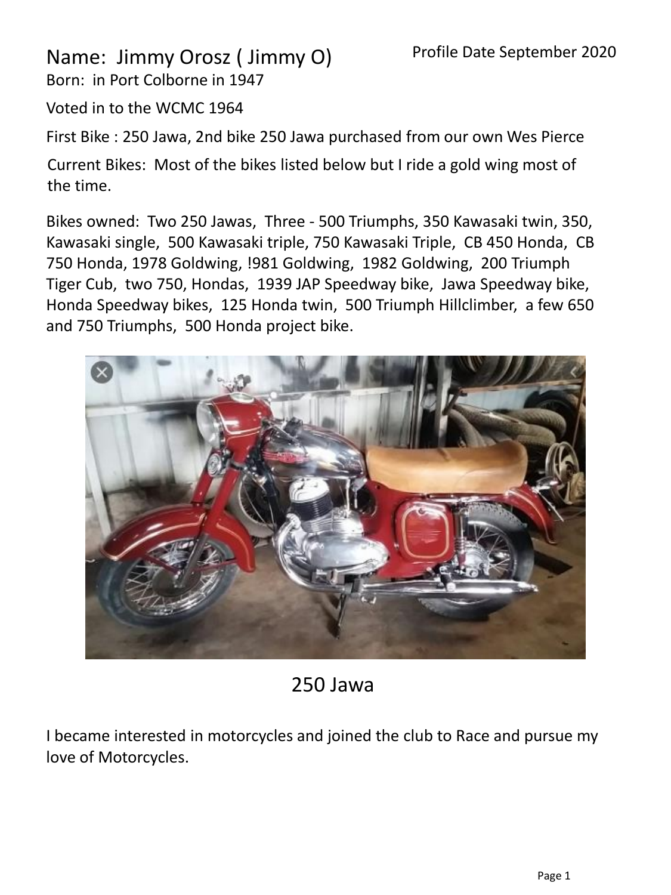Name: Jimmy Orosz ( Jimmy O)

Profile Date September 2020

Born: in Port Colborne in 1947

Voted in to the WCMC 1964

First Bike : 250 Jawa, 2nd bike 250 Jawa purchased from our own Wes Pierce

Current Bikes: Most of the bikes listed below but I ride a gold wing most of the time.

Bikes owned: Two 250 Jawas, Three - 500 Triumphs, 350 Kawasaki twin, 350, Kawasaki single, 500 Kawasaki triple, 750 Kawasaki Triple, CB 450 Honda, CB 750 Honda, 1978 Goldwing, !981 Goldwing, 1982 Goldwing, 200 Triumph Tiger Cub, two 750, Hondas, 1939 JAP Speedway bike, Jawa Speedway bike, Honda Speedway bikes, 125 Honda twin, 500 Triumph Hillclimber, a few 650 and 750 Triumphs, 500 Honda project bike.

250 Jawa

I became interested in motorcycles and joined the club to Race and pursue my love of Motorcycles.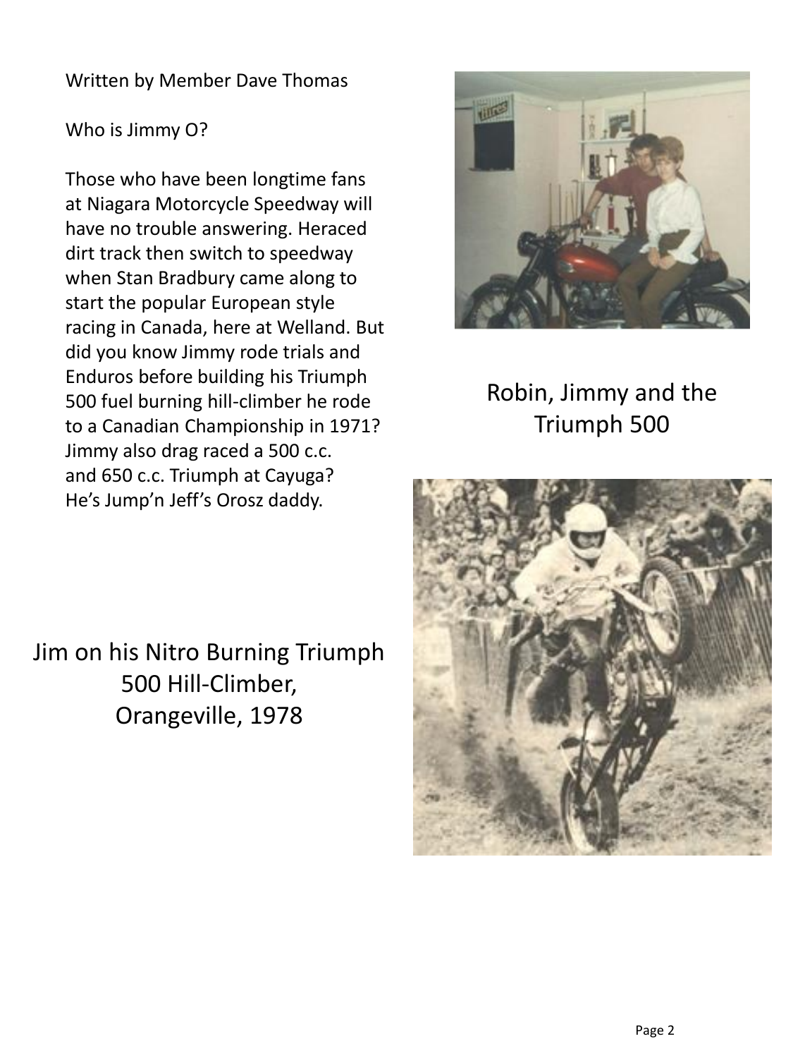Written by Member Dave Thomas

Who is Jimmy O?

Those who have been longtime fans at Niagara Motorcycle Speedway will have no trouble answering. Heraced dirt track then switch to speedway when Stan Bradbury came along to start the popular European style racing in Canada, here at Welland. But did you know Jimmy rode trials and Enduros before building his Triumph 500 fuel burning hill-climber he rode to a Canadian Championship in 1971? Jimmy also drag raced a 500 c.c. and 650 c.c. Triumph at Cayuga? He's Jump'n Jeff's Orosz daddy.

Robin, Jimmy and the Triumph 500

Jim on his Nitro Burning Triumph 500 Hill-Climber, Orangeville, 1978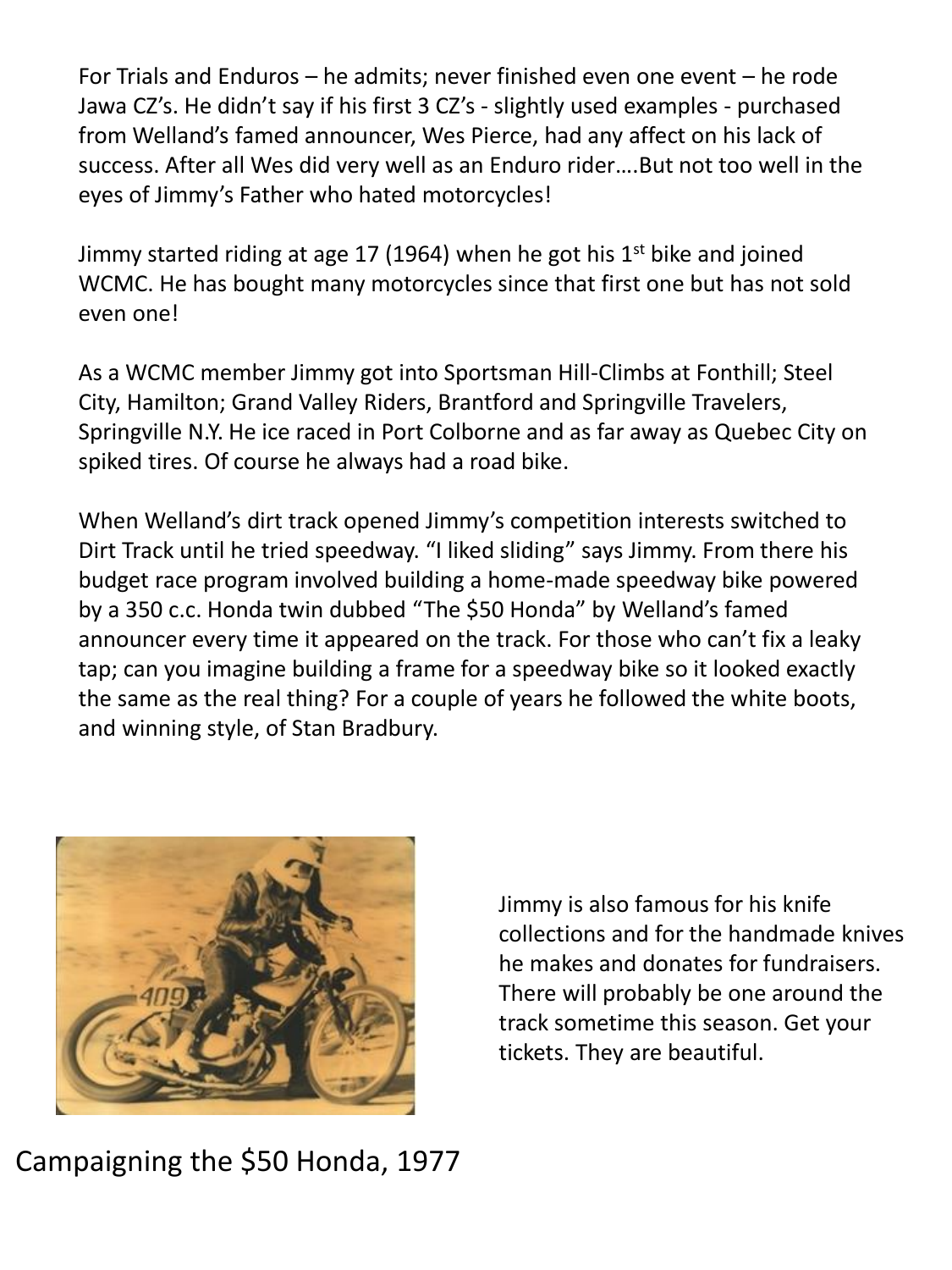For Trials and Enduros – he admits; never finished even one event – he rode Jawa CZ's. He didn't say if his first 3 CZ's - slightly used examples - purchased from Welland's famed announcer, Wes Pierce, had any affect on his lack of success. After all Wes did very well as an Enduro rider….But not too well in the eyes of Jimmy's Father who hated motorcycles!

Jimmy started riding at age 17 (1964) when he got his 1st bike and joined WCMC. He has bought many motorcycles since that first one but has not sold even one!

As a WCMC member Jimmy got into Sportsman Hill-Climbs at Fonthill; Steel City, Hamilton; Grand Valley Riders, Brantford and Springville Travelers, Springville N.Y. He ice raced in Port Colborne and as far away as Quebec City on spiked tires. Of course he always had a road bike.

When Welland's dirt track opened Jimmy's competition interests switched to Dirt Track until he tried speedway. "I liked sliding" says Jimmy. From there his budget race program involved building a home-made speedway bike powered by a 350 c.c. Honda twin dubbed "The $50 Honda" by Welland's famed announcer every time it appeared on the track. For those who can't fix a leaky tap; can you imagine building a frame for a speedway bike so it looked exactly the same as the real thing? For a couple of years he followed the white boots, and winning style, of Stan Bradbury.

Jimmy is also famous for his knife collections and for the handmade knives he makes and donates for fundraisers. There will probably be one around the track sometime this season. Get your tickets. They are beautiful.

Campaigning the $50 Honda, 1977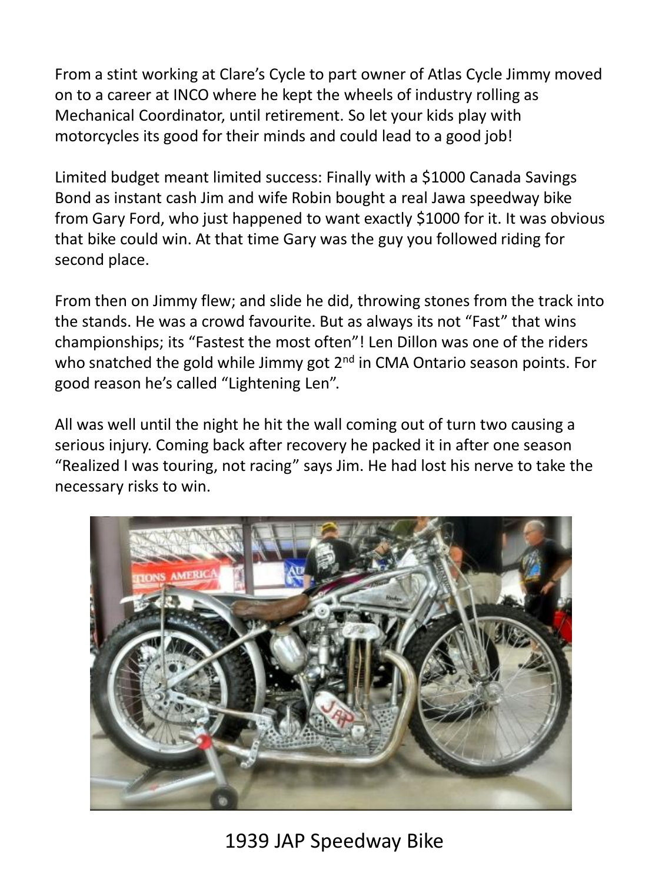From a stint working at Clare's Cycle to part owner of Atlas Cycle Jimmy moved on to a career at INCO where he kept the wheels of industry rolling as Mechanical Coordinator, until retirement. So let your kids play with motorcycles its good for their minds and could lead to a good job!

Limited budget meant limited success: Finally with a $1000 Canada Savings Bond as instant cash Jim and wife Robin bought a real Jawa speedway bike from Gary Ford, who just happened to want exactly $1000 for it. It was obvious that bike could win. At that time Gary was the guy you followed riding for second place.

From then on Jimmy flew; and slide he did, throwing stones from the track into the stands. He was a crowd favourite. But as always its not "Fast" that wins championships; its "Fastest the most often"! Len Dillon was one of the riders who snatched the gold while Jimmy got 2nd in CMA Ontario season points. For good reason he's called "Lightening Len".

All was well until the night he hit the wall coming out of turn two causing a serious injury. Coming back after recovery he packed it in after one season "Realized I was touring, not racing" says Jim. He had lost his nerve to take the necessary risks to win.

1939 JAP Speedway Bike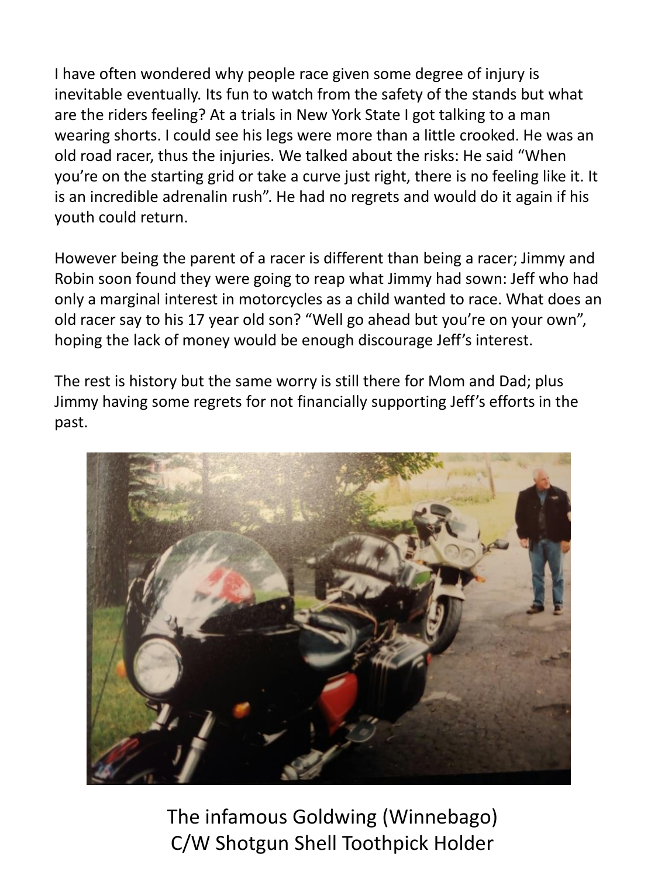I have often wondered why people race given some degree of injury is inevitable eventually. Its fun to watch from the safety of the stands but what are the riders feeling? At a trials in New York State I got talking to a man wearing shorts. I could see his legs were more than a little crooked. He was an old road racer, thus the injuries. We talked about the risks: He said "When you're on the starting grid or take a curve just right, there is no feeling like it. It is an incredible adrenalin rush". He had no regrets and would do it again if his youth could return.

However being the parent of a racer is different than being a racer; Jimmy and Robin soon found they were going to reap what Jimmy had sown: Jeff who had only a marginal interest in motorcycles as a child wanted to race. What does an old racer say to his 17 year old son? "Well go ahead but you're on your own", hoping the lack of money would be enough discourage Jeff's interest.

The rest is history but the same worry is still there for Mom and Dad; plus Jimmy having some regrets for not financially supporting Jeff's efforts in the past.

The infamous Goldwing (Winnebago)
C/W Shotgun Shell Toothpick Holder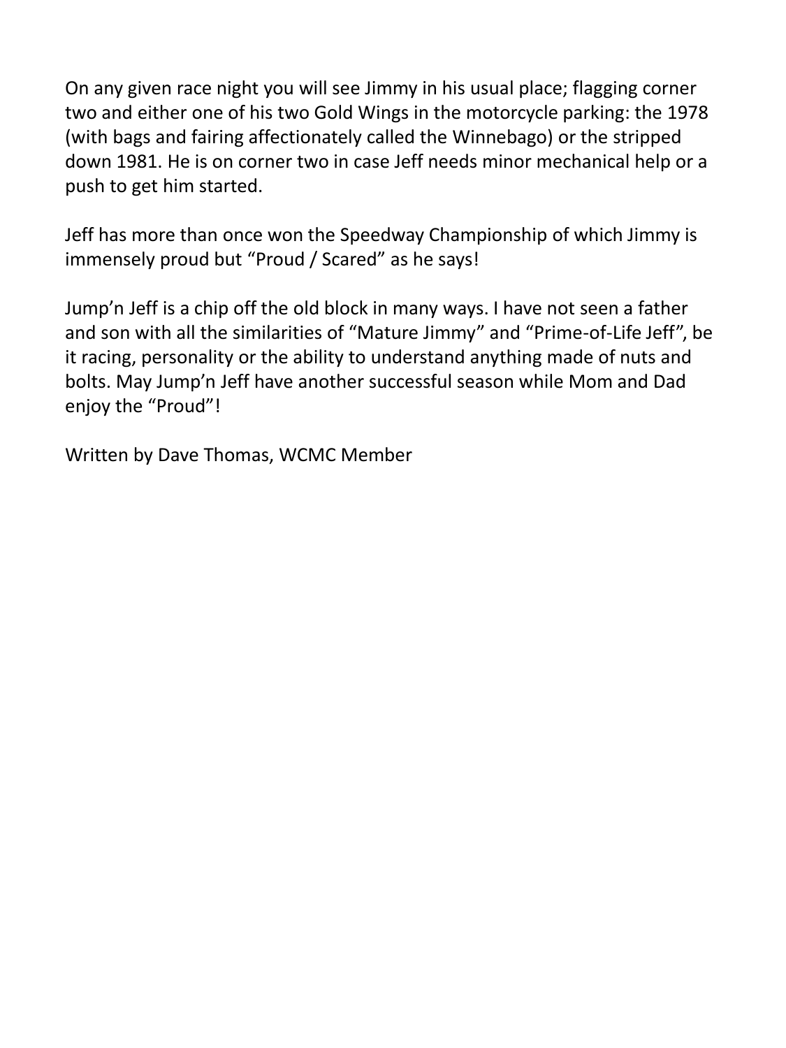On any given race night you will see Jimmy in his usual place; flagging corner two and either one of his two Gold Wings in the motorcycle parking: the 1978 (with bags and fairing affectionately called the Winnebago) or the stripped down 1981. He is on corner two in case Jeff needs minor mechanical help or a push to get him started.

Jeff has more than once won the Speedway Championship of which Jimmy is immensely proud but “Proud / Scared” as he says!

Jump’n Jeff is a chip off the old block in many ways. I have not seen a father and son with all the similarities of “Mature Jimmy” and “Prime-of-Life Jeff”, be it racing, personality or the ability to understand anything made of nuts and bolts. May Jump’n Jeff have another successful season while Mom and Dad enjoy the “Proud”!

Written by Dave Thomas, WCMC Member